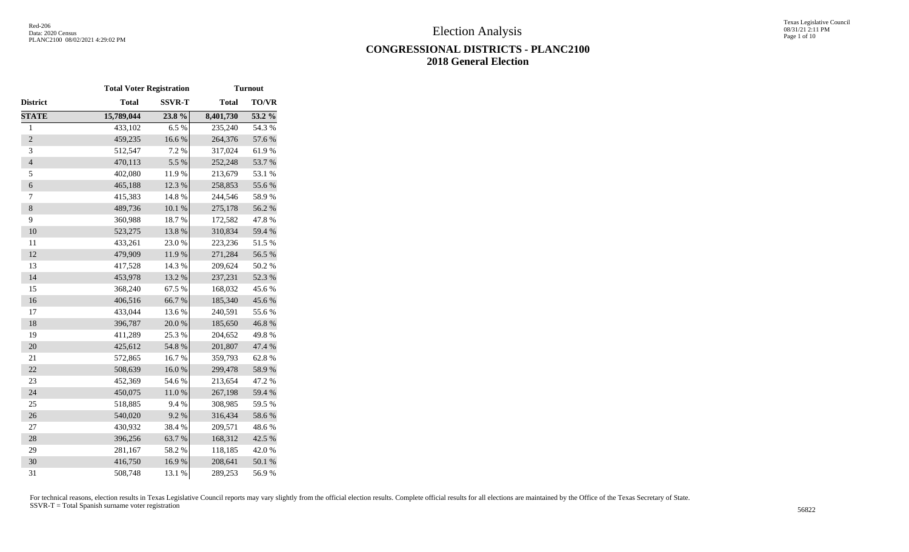# Election Analysis

## CONGRESSIONAL DISTRICTS - PLANC2100
## 2018 General Election

Red-206
Data: 2020 Census
PLANC2100 08/02/2021 4:29:02 PM

Texas Legislative Council
08/31/21 2:11 PM

| | Total Voter Registration | | Turnout | |
|---|---|---|---|---|
| **District** | **Total** | **SSVR-T** | **Total** | **TO/VR** |
| **STATE** | **15,789,044** | **23.8 %** | **8,401,730** | **53.2 %** |
| 1 | 433,102 | 6.5 % | 235,240 | 54.3 % |
| 2 | 459,235 | 16.6 % | 264,376 | 57.6 % |
| 3 | 512,547 | 7.2 % | 317,024 | 61.9 % |
| 4 | 470,113 | 5.5 % | 252,248 | 53.7 % |
| 5 | 402,080 | 11.9 % | 213,679 | 53.1 % |
| 6 | 465,188 | 12.3 % | 258,853 | 55.6 % |
| 7 | 415,383 | 14.8 % | 244,546 | 58.9 % |
| 8 | 489,736 | 10.1 % | 275,178 | 56.2 % |
| 9 | 360,988 | 18.7 % | 172,582 | 47.8 % |
| 10 | 523,275 | 13.8 % | 310,834 | 59.4 % |
| 11 | 433,261 | 23.0 % | 223,236 | 51.5 % |
| 12 | 479,909 | 11.9 % | 271,284 | 56.5 % |
| 13 | 417,528 | 14.3 % | 209,624 | 50.2 % |
| 14 | 453,978 | 13.2 % | 237,231 | 52.3 % |
| 15 | 368,240 | 67.5 % | 168,032 | 45.6 % |
| 16 | 406,516 | 66.7 % | 185,340 | 45.6 % |
| 17 | 433,044 | 13.6 % | 240,591 | 55.6 % |
| 18 | 396,787 | 20.0 % | 185,650 | 46.8 % |
| 19 | 411,289 | 25.3 % | 204,652 | 49.8 % |
| 20 | 425,612 | 54.8 % | 201,807 | 47.4 % |
| 21 | 572,865 | 16.7 % | 359,793 | 62.8 % |
| 22 | 508,639 | 16.0 % | 299,478 | 58.9 % |
| 23 | 452,369 | 54.6 % | 213,654 | 47.2 % |
| 24 | 450,075 | 11.0 % | 267,198 | 59.4 % |
| 25 | 518,885 | 9.4 % | 308,985 | 59.5 % |
| 26 | 540,020 | 9.2 % | 316,434 | 58.6 % |
| 27 | 430,932 | 38.4 % | 209,571 | 48.6 % |
| 28 | 396,256 | 63.7 % | 168,312 | 42.5 % |
| 29 | 281,167 | 58.2 % | 118,185 | 42.0 % |
| 30 | 416,750 | 16.9 % | 208,641 | 50.1 % |
| 31 | 508,748 | 13.1 % | 289,253 | 56.9 % |

For technical reasons, election results in Texas Legislative Council reports may vary slightly from the official election results. Complete official results for all elections are maintained by the Office of the Texas Secretary of State.
SSVR-T = Total Spanish surname voter registration

56822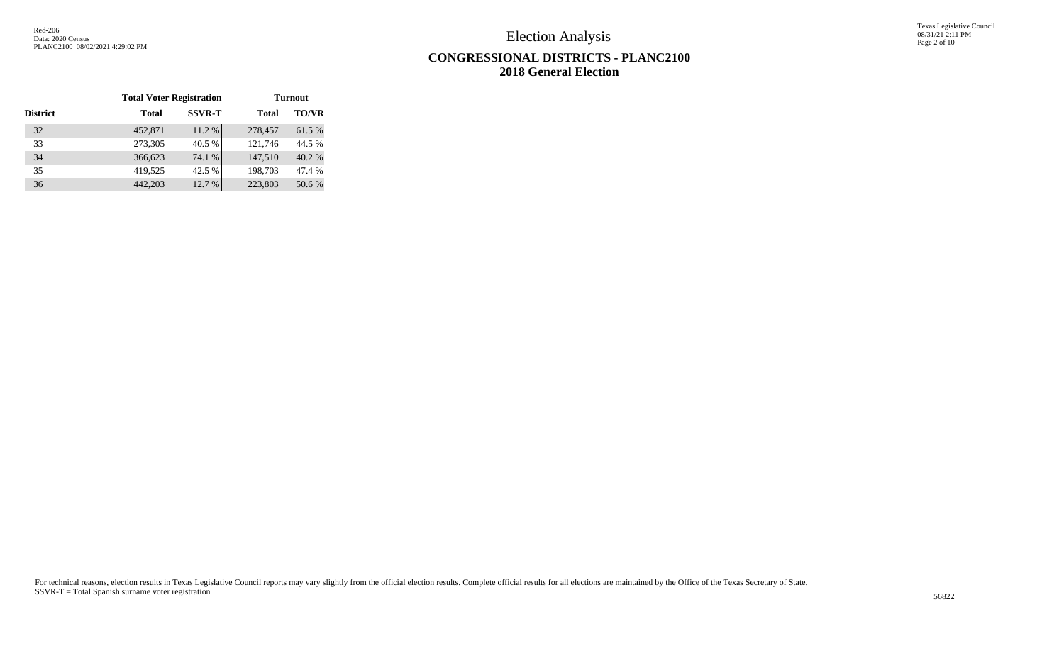Election Analysis

## CONGRESSIONAL DISTRICTS - PLANC2100
## 2018 General Election

| | Total Voter Registration | | Turnout | |
|---|---|---|---|---|
| District | Total | SSVR-T | Total | TO/VR |
| 32 | 452,871 | 11.2 % | 278,457 | 61.5 % |
| 33 | 273,305 | 40.5 % | 121,746 | 44.5 % |
| 34 | 366,623 | 74.1 % | 147,510 | 40.2 % |
| 35 | 419,525 | 42.5 % | 198,703 | 47.4 % |
| 36 | 442,203 | 12.7 % | 223,803 | 50.6 % |

For technical reasons, election results in Texas Legislative Council reports may vary slightly from the official election results. Complete official results for all elections are maintained by the Office of the Texas Secretary of State.
SSVR-T = Total Spanish surname voter registration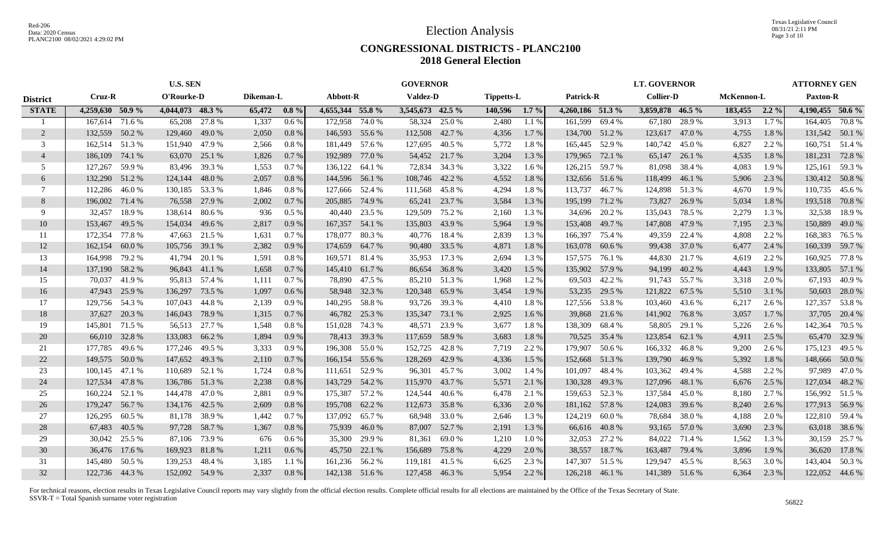# Election Analysis

## CONGRESSIONAL DISTRICTS - PLANC2100

## 2018 General Election

| District | U.S. SEN | | | | | | GOVERNOR | | | | | | LT. GOVERNOR | | | | | | ATTORNEY GEN | |
|---|---|---|---|---|---|---|---|---|---|---|---|---|---|---|---|---|---|---|---|---|
| | Cruz-R | | O'Rourke-D | | Dikeman-L | | Abbott-R | | Valdez-D | | Tippetts-L | | Patrick-R | | Collier-D | | McKennon-L | | Paxton-R | |
| **STATE** | **4,259,630** | **50.9 %** | **4,044,073** | **48.3 %** | **65,472** | **0.8 %** | **4,655,344** | **55.8 %** | **3,545,673** | **42.5 %** | **140,596** | **1.7 %** | **4,260,186** | **51.3 %** | **3,859,878** | **46.5 %** | **183,455** | **2.2 %** | **4,190,455** | **50.6 %** |
| 1 | 167,614 | 71.6 % | 65,208 | 27.8 % | 1,337 | 0.6 % | 172,958 | 74.0 % | 58,324 | 25.0 % | 2,480 | 1.1 % | 161,599 | 69.4 % | 67,180 | 28.9 % | 3,913 | 1.7 % | 164,405 | 70.8 % |
| 2 | 132,559 | 50.2 % | 129,460 | 49.0 % | 2,050 | 0.8 % | 146,593 | 55.6 % | 112,508 | 42.7 % | 4,356 | 1.7 % | 134,700 | 51.2 % | 123,617 | 47.0 % | 4,755 | 1.8 % | 131,542 | 50.1 % |
| 3 | 162,514 | 51.3 % | 151,940 | 47.9 % | 2,566 | 0.8 % | 181,449 | 57.6 % | 127,695 | 40.5 % | 5,772 | 1.8 % | 165,445 | 52.9 % | 140,742 | 45.0 % | 6,827 | 2.2 % | 160,751 | 51.4 % |
| 4 | 186,109 | 74.1 % | 63,070 | 25.1 % | 1,826 | 0.7 % | 192,989 | 77.0 % | 54,452 | 21.7 % | 3,204 | 1.3 % | 179,965 | 72.1 % | 65,147 | 26.1 % | 4,535 | 1.8 % | 181,231 | 72.8 % |
| 5 | 127,267 | 59.9 % | 83,496 | 39.3 % | 1,553 | 0.7 % | 136,122 | 64.1 % | 72,834 | 34.3 % | 3,322 | 1.6 % | 126,215 | 59.7 % | 81,098 | 38.4 % | 4,083 | 1.9 % | 125,161 | 59.3 % |
| 6 | 132,290 | 51.2 % | 124,144 | 48.0 % | 2,057 | 0.8 % | 144,596 | 56.1 % | 108,746 | 42.2 % | 4,552 | 1.8 % | 132,656 | 51.6 % | 118,499 | 46.1 % | 5,906 | 2.3 % | 130,412 | 50.8 % |
| 7 | 112,286 | 46.0 % | 130,185 | 53.3 % | 1,846 | 0.8 % | 127,666 | 52.4 % | 111,568 | 45.8 % | 4,294 | 1.8 % | 113,737 | 46.7 % | 124,898 | 51.3 % | 4,670 | 1.9 % | 110,735 | 45.6 % |
| 8 | 196,002 | 71.4 % | 76,558 | 27.9 % | 2,002 | 0.7 % | 205,885 | 74.9 % | 65,241 | 23.7 % | 3,584 | 1.3 % | 195,199 | 71.2 % | 73,827 | 26.9 % | 5,034 | 1.8 % | 193,518 | 70.8 % |
| 9 | 32,457 | 18.9 % | 138,614 | 80.6 % | 936 | 0.5 % | 40,440 | 23.5 % | 129,509 | 75.2 % | 2,160 | 1.3 % | 34,696 | 20.2 % | 135,043 | 78.5 % | 2,279 | 1.3 % | 32,538 | 18.9 % |
| 10 | 153,467 | 49.5 % | 154,034 | 49.6 % | 2,817 | 0.9 % | 167,357 | 54.1 % | 135,803 | 43.9 % | 5,964 | 1.9 % | 153,408 | 49.7 % | 147,808 | 47.9 % | 7,195 | 2.3 % | 150,889 | 49.0 % |
| 11 | 172,354 | 77.8 % | 47,663 | 21.5 % | 1,631 | 0.7 % | 178,077 | 80.3 % | 40,776 | 18.4 % | 2,839 | 1.3 % | 166,397 | 75.4 % | 49,359 | 22.4 % | 4,808 | 2.2 % | 168,383 | 76.5 % |
| 12 | 162,154 | 60.0 % | 105,756 | 39.1 % | 2,382 | 0.9 % | 174,659 | 64.7 % | 90,480 | 33.5 % | 4,871 | 1.8 % | 163,078 | 60.6 % | 99,438 | 37.0 % | 6,477 | 2.4 % | 160,339 | 59.7 % |
| 13 | 164,998 | 79.2 % | 41,794 | 20.1 % | 1,591 | 0.8 % | 169,571 | 81.4 % | 35,953 | 17.3 % | 2,694 | 1.3 % | 157,575 | 76.1 % | 44,830 | 21.7 % | 4,619 | 2.2 % | 160,925 | 77.8 % |
| 14 | 137,190 | 58.2 % | 96,843 | 41.1 % | 1,658 | 0.7 % | 145,410 | 61.7 % | 86,654 | 36.8 % | 3,420 | 1.5 % | 135,902 | 57.9 % | 94,199 | 40.2 % | 4,443 | 1.9 % | 133,805 | 57.1 % |
| 15 | 70,037 | 41.9 % | 95,813 | 57.4 % | 1,111 | 0.7 % | 78,890 | 47.5 % | 85,210 | 51.3 % | 1,968 | 1.2 % | 69,503 | 42.2 % | 91,743 | 55.7 % | 3,318 | 2.0 % | 67,193 | 40.9 % |
| 16 | 47,943 | 25.9 % | 136,297 | 73.5 % | 1,097 | 0.6 % | 58,948 | 32.3 % | 120,348 | 65.9 % | 3,454 | 1.9 % | 53,235 | 29.5 % | 121,822 | 67.5 % | 5,510 | 3.1 % | 50,603 | 28.0 % |
| 17 | 129,756 | 54.3 % | 107,043 | 44.8 % | 2,139 | 0.9 % | 140,295 | 58.8 % | 93,726 | 39.3 % | 4,410 | 1.8 % | 127,556 | 53.8 % | 103,460 | 43.6 % | 6,217 | 2.6 % | 127,357 | 53.8 % |
| 18 | 37,627 | 20.3 % | 146,043 | 78.9 % | 1,315 | 0.7 % | 46,782 | 25.3 % | 135,347 | 73.1 % | 2,925 | 1.6 % | 39,868 | 21.6 % | 141,902 | 76.8 % | 3,057 | 1.7 % | 37,705 | 20.4 % |
| 19 | 145,801 | 71.5 % | 56,513 | 27.7 % | 1,548 | 0.8 % | 151,028 | 74.3 % | 48,571 | 23.9 % | 3,677 | 1.8 % | 138,309 | 68.4 % | 58,805 | 29.1 % | 5,226 | 2.6 % | 142,364 | 70.5 % |
| 20 | 66,010 | 32.8 % | 133,083 | 66.2 % | 1,894 | 0.9 % | 78,413 | 39.3 % | 117,659 | 58.9 % | 3,683 | 1.8 % | 70,525 | 35.4 % | 123,854 | 62.1 % | 4,911 | 2.5 % | 65,470 | 32.9 % |
| 21 | 177,785 | 49.6 % | 177,246 | 49.5 % | 3,333 | 0.9 % | 196,308 | 55.0 % | 152,725 | 42.8 % | 7,719 | 2.2 % | 179,907 | 50.6 % | 166,332 | 46.8 % | 9,200 | 2.6 % | 175,123 | 49.5 % |
| 22 | 149,575 | 50.0 % | 147,652 | 49.3 % | 2,110 | 0.7 % | 166,154 | 55.6 % | 128,269 | 42.9 % | 4,336 | 1.5 % | 152,668 | 51.3 % | 139,790 | 46.9 % | 5,392 | 1.8 % | 148,666 | 50.0 % |
| 23 | 100,145 | 47.1 % | 110,689 | 52.1 % | 1,724 | 0.8 % | 111,651 | 52.9 % | 96,301 | 45.7 % | 3,002 | 1.4 % | 101,097 | 48.4 % | 103,362 | 49.4 % | 4,588 | 2.2 % | 97,989 | 47.0 % |
| 24 | 127,534 | 47.8 % | 136,786 | 51.3 % | 2,238 | 0.8 % | 143,729 | 54.2 % | 115,970 | 43.7 % | 5,571 | 2.1 % | 130,328 | 49.3 % | 127,096 | 48.1 % | 6,676 | 2.5 % | 127,034 | 48.2 % |
| 25 | 160,224 | 52.1 % | 144,478 | 47.0 % | 2,881 | 0.9 % | 175,387 | 57.2 % | 124,544 | 40.6 % | 6,478 | 2.1 % | 159,653 | 52.3 % | 137,584 | 45.0 % | 8,180 | 2.7 % | 156,992 | 51.5 % |
| 26 | 179,247 | 56.7 % | 134,176 | 42.5 % | 2,609 | 0.8 % | 195,708 | 62.2 % | 112,673 | 35.8 % | 6,336 | 2.0 % | 181,162 | 57.8 % | 124,083 | 39.6 % | 8,240 | 2.6 % | 177,913 | 56.9 % |
| 27 | 126,295 | 60.5 % | 81,178 | 38.9 % | 1,442 | 0.7 % | 137,092 | 65.7 % | 68,948 | 33.0 % | 2,646 | 1.3 % | 124,219 | 60.0 % | 78,684 | 38.0 % | 4,188 | 2.0 % | 122,810 | 59.4 % |
| 28 | 67,483 | 40.5 % | 97,728 | 58.7 % | 1,367 | 0.8 % | 75,939 | 46.0 % | 87,007 | 52.7 % | 2,191 | 1.3 % | 66,616 | 40.8 % | 93,165 | 57.0 % | 3,690 | 2.3 % | 63,018 | 38.6 % |
| 29 | 30,042 | 25.5 % | 87,106 | 73.9 % | 676 | 0.6 % | 35,300 | 29.9 % | 81,361 | 69.0 % | 1,210 | 1.0 % | 32,053 | 27.2 % | 84,022 | 71.4 % | 1,562 | 1.3 % | 30,159 | 25.7 % |
| 30 | 36,476 | 17.6 % | 169,923 | 81.8 % | 1,211 | 0.6 % | 45,750 | 22.1 % | 156,689 | 75.8 % | 4,229 | 2.0 % | 38,557 | 18.7 % | 163,487 | 79.4 % | 3,896 | 1.9 % | 36,620 | 17.8 % |
| 31 | 145,480 | 50.5 % | 139,253 | 48.4 % | 3,185 | 1.1 % | 161,236 | 56.2 % | 119,181 | 41.5 % | 6,625 | 2.3 % | 147,307 | 51.5 % | 129,947 | 45.5 % | 8,563 | 3.0 % | 143,404 | 50.3 % |
| 32 | 122,736 | 44.3 % | 152,092 | 54.9 % | 2,337 | 0.8 % | 142,138 | 51.6 % | 127,458 | 46.3 % | 5,954 | 2.2 % | 126,218 | 46.1 % | 141,389 | 51.6 % | 6,364 | 2.3 % | 122,052 | 44.6 % |

For technical reasons, election results in Texas Legislative Council reports may vary slightly from the official election results. Complete official results for all elections are maintained by the Office of the Texas Secretary of State.
SSVR-T = Total Spanish surname voter registration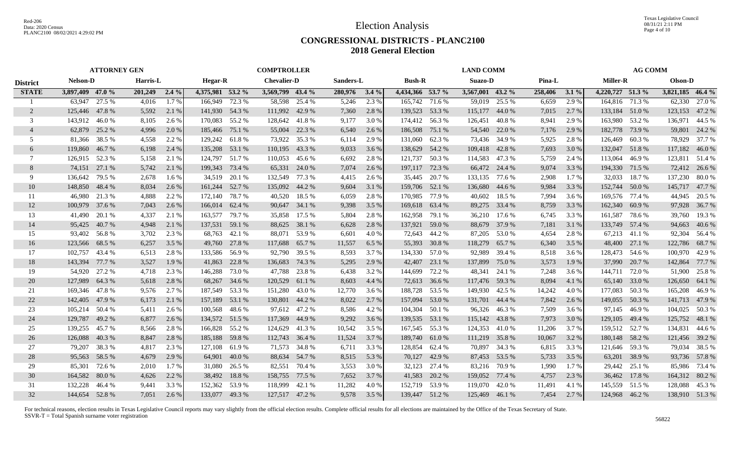# Election Analysis

## CONGRESSIONAL DISTRICTS - PLANC2100
## 2018 General Election

| District | ATTORNEY GEN | | | | | | COMPTROLLER | | | | | | LAND COMM | | | | | | AG COMM | | | |
|---|---|---|---|---|---|---|---|---|---|---|---|---|---|---|---|---|---|---|---|---|---|---|
| | Nelson-D | | Harris-L | | Hegar-R | | Chevalier-D | | Sanders-L | | Bush-R | | Suazo-D | | Pina-L | | Miller-R | | Olson-D | | | |
| **STATE** | **3,897,409** | **47.0 %** | **201,249** | **2.4 %** | **4,375,981** | **53.2 %** | **3,569,799** | **43.4 %** | **280,976** | **3.4 %** | **4,434,366** | **53.7 %** | **3,567,001** | **43.2 %** | **258,406** | **3.1 %** | **4,220,727** | **51.3 %** | **3,821,185** | **46.4 %** | | |
| 1 | 63,947 | 27.5 % | 4,016 | 1.7 % | 166,949 | 72.3 % | 58,598 | 25.4 % | 5,246 | 2.3 % | 165,742 | 71.6 % | 59,019 | 25.5 % | 6,659 | 2.9 % | 164,816 | 71.3 % | 62,330 | 27.0 % | | |
| 2 | 125,446 | 47.8 % | 5,592 | 2.1 % | 141,930 | 54.3 % | 111,992 | 42.9 % | 7,360 | 2.8 % | 139,523 | 53.3 % | 115,177 | 44.0 % | 7,015 | 2.7 % | 133,184 | 51.0 % | 123,153 | 47.2 % | | |
| 3 | 143,912 | 46.0 % | 8,105 | 2.6 % | 170,083 | 55.2 % | 128,642 | 41.8 % | 9,177 | 3.0 % | 174,412 | 56.3 % | 126,451 | 40.8 % | 8,941 | 2.9 % | 163,980 | 53.2 % | 136,971 | 44.5 % | | |
| 4 | 62,879 | 25.2 % | 4,996 | 2.0 % | 185,466 | 75.1 % | 55,004 | 22.3 % | 6,540 | 2.6 % | 186,508 | 75.1 % | 54,540 | 22.0 % | 7,176 | 2.9 % | 182,778 | 73.9 % | 59,801 | 24.2 % | | |
| 5 | 81,366 | 38.5 % | 4,558 | 2.2 % | 129,242 | 61.8 % | 73,922 | 35.3 % | 6,114 | 2.9 % | 131,060 | 62.3 % | 73,436 | 34.9 % | 5,925 | 2.8 % | 126,469 | 60.3 % | 78,929 | 37.7 % | | |
| 6 | 119,860 | 46.7 % | 6,198 | 2.4 % | 135,208 | 53.1 % | 110,195 | 43.3 % | 9,033 | 3.6 % | 138,629 | 54.2 % | 109,418 | 42.8 % | 7,693 | 3.0 % | 132,047 | 51.8 % | 117,182 | 46.0 % | | |
| 7 | 126,915 | 52.3 % | 5,158 | 2.1 % | 124,797 | 51.7 % | 110,053 | 45.6 % | 6,692 | 2.8 % | 121,737 | 50.3 % | 114,583 | 47.3 % | 5,759 | 2.4 % | 113,064 | 46.9 % | 123,811 | 51.4 % | | |
| 8 | 74,151 | 27.1 % | 5,742 | 2.1 % | 199,343 | 73.4 % | 65,331 | 24.0 % | 7,074 | 2.6 % | 197,117 | 72.3 % | 66,472 | 24.4 % | 9,074 | 3.3 % | 194,330 | 71.5 % | 72,412 | 26.6 % | | |
| 9 | 136,642 | 79.5 % | 2,678 | 1.6 % | 34,519 | 20.1 % | 132,549 | 77.3 % | 4,415 | 2.6 % | 35,445 | 20.7 % | 133,135 | 77.6 % | 2,908 | 1.7 % | 32,033 | 18.7 % | 137,230 | 80.0 % | | |
| 10 | 148,850 | 48.4 % | 8,034 | 2.6 % | 161,244 | 52.7 % | 135,092 | 44.2 % | 9,604 | 3.1 % | 159,706 | 52.1 % | 136,680 | 44.6 % | 9,984 | 3.3 % | 152,744 | 50.0 % | 145,717 | 47.7 % | | |
| 11 | 46,980 | 21.3 % | 4,888 | 2.2 % | 172,140 | 78.7 % | 40,520 | 18.5 % | 6,059 | 2.8 % | 170,985 | 77.9 % | 40,602 | 18.5 % | 7,994 | 3.6 % | 169,576 | 77.4 % | 44,945 | 20.5 % | | |
| 12 | 100,979 | 37.6 % | 7,043 | 2.6 % | 166,014 | 62.4 % | 90,647 | 34.1 % | 9,398 | 3.5 % | 169,618 | 63.4 % | 89,275 | 33.4 % | 8,759 | 3.3 % | 162,340 | 60.9 % | 97,928 | 36.7 % | | |
| 13 | 41,490 | 20.1 % | 4,337 | 2.1 % | 163,577 | 79.7 % | 35,858 | 17.5 % | 5,804 | 2.8 % | 162,958 | 79.1 % | 36,210 | 17.6 % | 6,745 | 3.3 % | 161,587 | 78.6 % | 39,760 | 19.3 % | | |
| 14 | 95,425 | 40.7 % | 4,948 | 2.1 % | 137,531 | 59.1 % | 88,625 | 38.1 % | 6,628 | 2.8 % | 137,921 | 59.0 % | 88,679 | 37.9 % | 7,181 | 3.1 % | 133,749 | 57.4 % | 94,663 | 40.6 % | | |
| 15 | 93,402 | 56.8 % | 3,702 | 2.3 % | 68,763 | 42.1 % | 88,071 | 53.9 % | 6,601 | 4.0 % | 72,643 | 44.2 % | 87,205 | 53.0 % | 4,654 | 2.8 % | 67,213 | 41.1 % | 92,304 | 56.4 % | | |
| 16 | 123,566 | 68.5 % | 6,257 | 3.5 % | 49,760 | 27.8 % | 117,688 | 65.7 % | 11,557 | 6.5 % | 55,393 | 30.8 % | 118,279 | 65.7 % | 6,340 | 3.5 % | 48,400 | 27.1 % | 122,786 | 68.7 % | | |
| 17 | 102,757 | 43.4 % | 6,513 | 2.8 % | 133,586 | 56.9 % | 92,790 | 39.5 % | 8,593 | 3.7 % | 134,330 | 57.0 % | 92,989 | 39.4 % | 8,518 | 3.6 % | 128,473 | 54.6 % | 100,970 | 42.9 % | | |
| 18 | 143,394 | 77.7 % | 3,527 | 1.9 % | 41,863 | 22.8 % | 136,683 | 74.3 % | 5,295 | 2.9 % | 42,407 | 23.1 % | 137,899 | 75.0 % | 3,573 | 1.9 % | 37,990 | 20.7 % | 142,864 | 77.7 % | | |
| 19 | 54,920 | 27.2 % | 4,718 | 2.3 % | 146,288 | 73.0 % | 47,788 | 23.8 % | 6,438 | 3.2 % | 144,699 | 72.2 % | 48,341 | 24.1 % | 7,248 | 3.6 % | 144,711 | 72.0 % | 51,900 | 25.8 % | | |
| 20 | 127,989 | 64.3 % | 5,618 | 2.8 % | 68,267 | 34.6 % | 120,529 | 61.1 % | 8,603 | 4.4 % | 72,613 | 36.6 % | 117,476 | 59.3 % | 8,094 | 4.1 % | 65,140 | 33.0 % | 126,650 | 64.1 % | | |
| 21 | 169,346 | 47.8 % | 9,576 | 2.7 % | 187,549 | 53.3 % | 151,280 | 43.0 % | 12,770 | 3.6 % | 188,728 | 53.5 % | 149,930 | 42.5 % | 14,242 | 4.0 % | 177,083 | 50.3 % | 165,208 | 46.9 % | | |
| 22 | 142,405 | 47.9 % | 6,173 | 2.1 % | 157,189 | 53.1 % | 130,801 | 44.2 % | 8,022 | 2.7 % | 157,094 | 53.0 % | 131,701 | 44.4 % | 7,842 | 2.6 % | 149,055 | 50.3 % | 141,713 | 47.9 % | | |
| 23 | 105,214 | 50.4 % | 5,411 | 2.6 % | 100,568 | 48.6 % | 97,612 | 47.2 % | 8,586 | 4.2 % | 104,304 | 50.1 % | 96,326 | 46.3 % | 7,509 | 3.6 % | 97,145 | 46.9 % | 104,025 | 50.3 % | | |
| 24 | 129,787 | 49.2 % | 6,877 | 2.6 % | 134,572 | 51.5 % | 117,369 | 44.9 % | 9,292 | 3.6 % | 139,535 | 53.1 % | 115,142 | 43.8 % | 7,973 | 3.0 % | 129,105 | 49.4 % | 125,752 | 48.1 % | | |
| 25 | 139,255 | 45.7 % | 8,566 | 2.8 % | 166,828 | 55.2 % | 124,629 | 41.3 % | 10,542 | 3.5 % | 167,545 | 55.3 % | 124,353 | 41.0 % | 11,206 | 3.7 % | 159,512 | 52.7 % | 134,831 | 44.6 % | | |
| 26 | 126,088 | 40.3 % | 8,847 | 2.8 % | 185,188 | 59.8 % | 112,743 | 36.4 % | 11,524 | 3.7 % | 189,740 | 61.0 % | 111,219 | 35.8 % | 10,067 | 3.2 % | 180,148 | 58.2 % | 121,456 | 39.2 % | | |
| 27 | 79,207 | 38.3 % | 4,817 | 2.3 % | 127,108 | 61.9 % | 71,573 | 34.8 % | 6,711 | 3.3 % | 128,854 | 62.4 % | 70,897 | 34.3 % | 6,815 | 3.3 % | 121,646 | 59.3 % | 79,034 | 38.5 % | | |
| 28 | 95,563 | 58.5 % | 4,679 | 2.9 % | 64,901 | 40.0 % | 88,634 | 54.7 % | 8,515 | 5.3 % | 70,127 | 42.9 % | 87,453 | 53.5 % | 5,733 | 3.5 % | 63,201 | 38.9 % | 93,736 | 57.8 % | | |
| 29 | 85,301 | 72.6 % | 2,010 | 1.7 % | 31,080 | 26.5 % | 82,551 | 70.4 % | 3,553 | 3.0 % | 32,123 | 27.4 % | 83,216 | 70.9 % | 1,990 | 1.7 % | 29,442 | 25.1 % | 85,986 | 73.4 % | | |
| 30 | 164,582 | 80.0 % | 4,626 | 2.2 % | 38,492 | 18.8 % | 158,755 | 77.5 % | 7,652 | 3.7 % | 41,583 | 20.2 % | 159,052 | 77.4 % | 4,757 | 2.3 % | 36,462 | 17.8 % | 164,312 | 80.2 % | | |
| 31 | 132,228 | 46.4 % | 9,441 | 3.3 % | 152,362 | 53.9 % | 118,999 | 42.1 % | 11,282 | 4.0 % | 152,719 | 53.9 % | 119,070 | 42.0 % | 11,491 | 4.1 % | 145,559 | 51.5 % | 128,088 | 45.3 % | | |
| 32 | 144,654 | 52.8 % | 7,051 | 2.6 % | 133,077 | 49.3 % | 127,517 | 47.2 % | 9,578 | 3.5 % | 139,447 | 51.2 % | 125,469 | 46.1 % | 7,454 | 2.7 % | 124,968 | 46.2 % | 138,910 | 51.3 % | | |

For technical reasons, election results in Texas Legislative Council reports may vary slightly from the official election results. Complete official results for all elections are maintained by the Office of the Texas Secretary of State.
SSVR-T = Total Spanish surname voter registration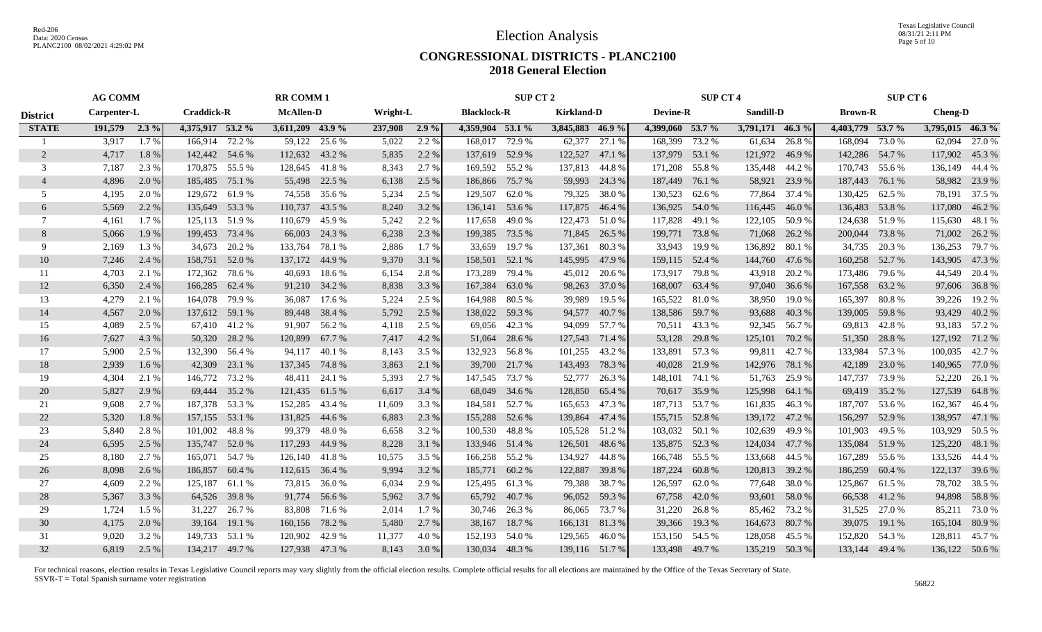# Election Analysis

## CONGRESSIONAL DISTRICTS - PLANC2100
## 2018 General Election

| | AG COMM | | | | RR COMM 1 | | | | SUP CT 2 | | | | SUP CT 4 | | | | SUP CT 6 | | | |
|---|---|---|---|---|---|---|---|---|---|---|---|---|---|---|---|---|---|---|---|---|
| **District** | **Carpenter-L** | | **Craddick-R** | | **McAllen-D** | | **Wright-L** | | **Blacklock-R** | | **Kirkland-D** | | **Devine-R** | | **Sandill-D** | | **Brown-R** | | **Cheng-D** | |
| **STATE** | **191,579** | **2.3 %** | **4,375,917** | **53.2 %** | **3,611,209** | **43.9 %** | **237,908** | **2.9 %** | **4,359,904** | **53.1 %** | **3,845,883** | **46.9 %** | **4,399,060** | **53.7 %** | **3,791,171** | **46.3 %** | **4,403,779** | **53.7 %** | **3,795,015** | **46.3 %** |
| 1 | 3,917 | 1.7 % | 166,914 | 72.2 % | 59,122 | 25.6 % | 5,022 | 2.2 % | 168,017 | 72.9 % | 62,377 | 27.1 % | 168,399 | 73.2 % | 61,634 | 26.8 % | 168,094 | 73.0 % | 62,094 | 27.0 % |
| 2 | 4,717 | 1.8 % | 142,442 | 54.6 % | 112,632 | 43.2 % | 5,835 | 2.2 % | 137,619 | 52.9 % | 122,527 | 47.1 % | 137,979 | 53.1 % | 121,972 | 46.9 % | 142,286 | 54.7 % | 117,902 | 45.3 % |
| 3 | 7,187 | 2.3 % | 170,875 | 55.5 % | 128,645 | 41.8 % | 8,343 | 2.7 % | 169,592 | 55.2 % | 137,813 | 44.8 % | 171,208 | 55.8 % | 135,448 | 44.2 % | 170,743 | 55.6 % | 136,149 | 44.4 % |
| 4 | 4,896 | 2.0 % | 185,485 | 75.1 % | 55,498 | 22.5 % | 6,138 | 2.5 % | 186,866 | 75.7 % | 59,993 | 24.3 % | 187,449 | 76.1 % | 58,921 | 23.9 % | 187,443 | 76.1 % | 58,982 | 23.9 % |
| 5 | 4,195 | 2.0 % | 129,672 | 61.9 % | 74,558 | 35.6 % | 5,234 | 2.5 % | 129,507 | 62.0 % | 79,325 | 38.0 % | 130,523 | 62.6 % | 77,864 | 37.4 % | 130,425 | 62.5 % | 78,191 | 37.5 % |
| 6 | 5,569 | 2.2 % | 135,649 | 53.3 % | 110,737 | 43.5 % | 8,240 | 3.2 % | 136,141 | 53.6 % | 117,875 | 46.4 % | 136,925 | 54.0 % | 116,445 | 46.0 % | 136,483 | 53.8 % | 117,080 | 46.2 % |
| 7 | 4,161 | 1.7 % | 125,113 | 51.9 % | 110,679 | 45.9 % | 5,242 | 2.2 % | 117,658 | 49.0 % | 122,473 | 51.0 % | 117,828 | 49.1 % | 122,105 | 50.9 % | 124,638 | 51.9 % | 115,630 | 48.1 % |
| 8 | 5,066 | 1.9 % | 199,453 | 73.4 % | 66,003 | 24.3 % | 6,238 | 2.3 % | 199,385 | 73.5 % | 71,845 | 26.5 % | 199,771 | 73.8 % | 71,068 | 26.2 % | 200,044 | 73.8 % | 71,002 | 26.2 % |
| 9 | 2,169 | 1.3 % | 34,673 | 20.2 % | 133,764 | 78.1 % | 2,886 | 1.7 % | 33,659 | 19.7 % | 137,361 | 80.3 % | 33,943 | 19.9 % | 136,892 | 80.1 % | 34,735 | 20.3 % | 136,253 | 79.7 % |
| 10 | 7,246 | 2.4 % | 158,751 | 52.0 % | 137,172 | 44.9 % | 9,370 | 3.1 % | 158,501 | 52.1 % | 145,995 | 47.9 % | 159,115 | 52.4 % | 144,760 | 47.6 % | 160,258 | 52.7 % | 143,905 | 47.3 % |
| 11 | 4,703 | 2.1 % | 172,362 | 78.6 % | 40,693 | 18.6 % | 6,154 | 2.8 % | 173,289 | 79.4 % | 45,012 | 20.6 % | 173,917 | 79.8 % | 43,918 | 20.2 % | 173,486 | 79.6 % | 44,549 | 20.4 % |
| 12 | 6,350 | 2.4 % | 166,285 | 62.4 % | 91,210 | 34.2 % | 8,838 | 3.3 % | 167,384 | 63.0 % | 98,263 | 37.0 % | 168,007 | 63.4 % | 97,040 | 36.6 % | 167,558 | 63.2 % | 97,606 | 36.8 % |
| 13 | 4,279 | 2.1 % | 164,078 | 79.9 % | 36,087 | 17.6 % | 5,224 | 2.5 % | 164,988 | 80.5 % | 39,989 | 19.5 % | 165,522 | 81.0 % | 38,950 | 19.0 % | 165,397 | 80.8 % | 39,226 | 19.2 % |
| 14 | 4,567 | 2.0 % | 137,612 | 59.1 % | 89,448 | 38.4 % | 5,792 | 2.5 % | 138,022 | 59.3 % | 94,577 | 40.7 % | 138,586 | 59.7 % | 93,688 | 40.3 % | 139,005 | 59.8 % | 93,429 | 40.2 % |
| 15 | 4,089 | 2.5 % | 67,410 | 41.2 % | 91,907 | 56.2 % | 4,118 | 2.5 % | 69,056 | 42.3 % | 94,099 | 57.7 % | 70,511 | 43.3 % | 92,345 | 56.7 % | 69,813 | 42.8 % | 93,183 | 57.2 % |
| 16 | 7,627 | 4.3 % | 50,320 | 28.2 % | 120,899 | 67.7 % | 7,417 | 4.2 % | 51,064 | 28.6 % | 127,543 | 71.4 % | 53,128 | 29.8 % | 125,101 | 70.2 % | 51,350 | 28.8 % | 127,192 | 71.2 % |
| 17 | 5,900 | 2.5 % | 132,390 | 56.4 % | 94,117 | 40.1 % | 8,143 | 3.5 % | 132,923 | 56.8 % | 101,255 | 43.2 % | 133,891 | 57.3 % | 99,811 | 42.7 % | 133,984 | 57.3 % | 100,035 | 42.7 % |
| 18 | 2,939 | 1.6 % | 42,309 | 23.1 % | 137,345 | 74.8 % | 3,863 | 2.1 % | 39,700 | 21.7 % | 143,493 | 78.3 % | 40,028 | 21.9 % | 142,976 | 78.1 % | 42,189 | 23.0 % | 140,965 | 77.0 % |
| 19 | 4,304 | 2.1 % | 146,772 | 73.2 % | 48,411 | 24.1 % | 5,393 | 2.7 % | 147,545 | 73.7 % | 52,777 | 26.3 % | 148,101 | 74.1 % | 51,763 | 25.9 % | 147,737 | 73.9 % | 52,220 | 26.1 % |
| 20 | 5,827 | 2.9 % | 69,444 | 35.2 % | 121,435 | 61.5 % | 6,617 | 3.4 % | 68,049 | 34.6 % | 128,850 | 65.4 % | 70,617 | 35.9 % | 125,998 | 64.1 % | 69,419 | 35.2 % | 127,539 | 64.8 % |
| 21 | 9,608 | 2.7 % | 187,378 | 53.3 % | 152,285 | 43.4 % | 11,609 | 3.3 % | 184,581 | 52.7 % | 165,653 | 47.3 % | 187,713 | 53.7 % | 161,835 | 46.3 % | 187,707 | 53.6 % | 162,367 | 46.4 % |
| 22 | 5,320 | 1.8 % | 157,155 | 53.1 % | 131,825 | 44.6 % | 6,883 | 2.3 % | 155,288 | 52.6 % | 139,864 | 47.4 % | 155,715 | 52.8 % | 139,172 | 47.2 % | 156,297 | 52.9 % | 138,957 | 47.1 % |
| 23 | 5,840 | 2.8 % | 101,002 | 48.8 % | 99,379 | 48.0 % | 6,658 | 3.2 % | 100,530 | 48.8 % | 105,528 | 51.2 % | 103,032 | 50.1 % | 102,639 | 49.9 % | 101,903 | 49.5 % | 103,929 | 50.5 % |
| 24 | 6,595 | 2.5 % | 135,747 | 52.0 % | 117,293 | 44.9 % | 8,228 | 3.1 % | 133,946 | 51.4 % | 126,501 | 48.6 % | 135,875 | 52.3 % | 124,034 | 47.7 % | 135,084 | 51.9 % | 125,220 | 48.1 % |
| 25 | 8,180 | 2.7 % | 165,071 | 54.7 % | 126,140 | 41.8 % | 10,575 | 3.5 % | 166,258 | 55.2 % | 134,927 | 44.8 % | 166,748 | 55.5 % | 133,668 | 44.5 % | 167,289 | 55.6 % | 133,526 | 44.4 % |
| 26 | 8,098 | 2.6 % | 186,857 | 60.4 % | 112,615 | 36.4 % | 9,994 | 3.2 % | 185,771 | 60.2 % | 122,887 | 39.8 % | 187,224 | 60.8 % | 120,813 | 39.2 % | 186,259 | 60.4 % | 122,137 | 39.6 % |
| 27 | 4,609 | 2.2 % | 125,187 | 61.1 % | 73,815 | 36.0 % | 6,034 | 2.9 % | 125,495 | 61.3 % | 79,388 | 38.7 % | 126,597 | 62.0 % | 77,648 | 38.0 % | 125,867 | 61.5 % | 78,702 | 38.5 % |
| 28 | 5,367 | 3.3 % | 64,526 | 39.8 % | 91,774 | 56.6 % | 5,962 | 3.7 % | 65,792 | 40.7 % | 96,052 | 59.3 % | 67,758 | 42.0 % | 93,601 | 58.0 % | 66,538 | 41.2 % | 94,898 | 58.8 % |
| 29 | 1,724 | 1.5 % | 31,227 | 26.7 % | 83,808 | 71.6 % | 2,014 | 1.7 % | 30,746 | 26.3 % | 86,065 | 73.7 % | 31,220 | 26.8 % | 85,462 | 73.2 % | 31,525 | 27.0 % | 85,211 | 73.0 % |
| 30 | 4,175 | 2.0 % | 39,164 | 19.1 % | 160,156 | 78.2 % | 5,480 | 2.7 % | 38,167 | 18.7 % | 166,131 | 81.3 % | 39,366 | 19.3 % | 164,673 | 80.7 % | 39,075 | 19.1 % | 165,104 | 80.9 % |
| 31 | 9,020 | 3.2 % | 149,733 | 53.1 % | 120,902 | 42.9 % | 11,377 | 4.0 % | 152,193 | 54.0 % | 129,565 | 46.0 % | 153,150 | 54.5 % | 128,058 | 45.5 % | 152,820 | 54.3 % | 128,811 | 45.7 % |
| 32 | 6,819 | 2.5 % | 134,217 | 49.7 % | 127,938 | 47.3 % | 8,143 | 3.0 % | 130,034 | 48.3 % | 139,116 | 51.7 % | 133,498 | 49.7 % | 135,219 | 50.3 % | 133,144 | 49.4 % | 136,122 | 50.6 % |

For technical reasons, election results in Texas Legislative Council reports may vary slightly from the official election results. Complete official results for all elections are maintained by the Office of the Texas Secretary of State.
SSVR-T = Total Spanish surname voter registration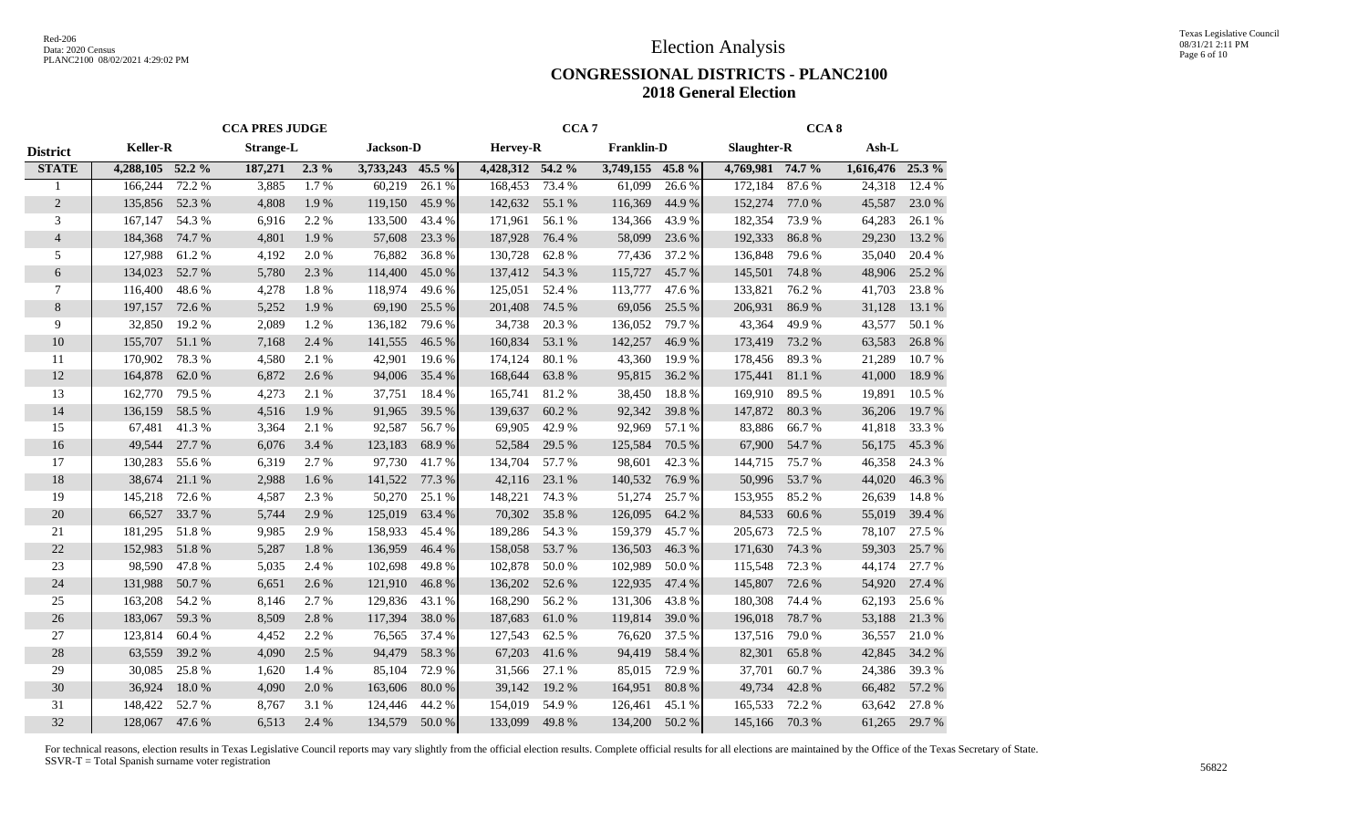# Election Analysis

## CONGRESSIONAL DISTRICTS - PLANC2100
## 2018 General Election

| District | CCA PRES JUDGE | | | | | | CCA 7 | | | | CCA 8 | | | |
|---|---|---|---|---|---|---|---|---|---|---|---|---|---|---|
| | Keller-R | | Strange-L | | Jackson-D | | Hervey-R | | Franklin-D | | Slaughter-R | | Ash-L | |
| **STATE** | **4,288,105** | **52.2 %** | **187,271** | **2.3 %** | **3,733,243** | **45.5 %** | **4,428,312** | **54.2 %** | **3,749,155** | **45.8 %** | **4,769,981** | **74.7 %** | **1,616,476** | **25.3 %** |
| 1 | 166,244 | 72.2 % | 3,885 | 1.7 % | 60,219 | 26.1 % | 168,453 | 73.4 % | 61,099 | 26.6 % | 172,184 | 87.6 % | 24,318 | 12.4 % |
| 2 | 135,856 | 52.3 % | 4,808 | 1.9 % | 119,150 | 45.9 % | 142,632 | 55.1 % | 116,369 | 44.9 % | 152,274 | 77.0 % | 45,587 | 23.0 % |
| 3 | 167,147 | 54.3 % | 6,916 | 2.2 % | 133,500 | 43.4 % | 171,961 | 56.1 % | 134,366 | 43.9 % | 182,354 | 73.9 % | 64,283 | 26.1 % |
| 4 | 184,368 | 74.7 % | 4,801 | 1.9 % | 57,608 | 23.3 % | 187,928 | 76.4 % | 58,099 | 23.6 % | 192,333 | 86.8 % | 29,230 | 13.2 % |
| 5 | 127,988 | 61.2 % | 4,192 | 2.0 % | 76,882 | 36.8 % | 130,728 | 62.8 % | 77,436 | 37.2 % | 136,848 | 79.6 % | 35,040 | 20.4 % |
| 6 | 134,023 | 52.7 % | 5,780 | 2.3 % | 114,400 | 45.0 % | 137,412 | 54.3 % | 115,727 | 45.7 % | 145,501 | 74.8 % | 48,906 | 25.2 % |
| 7 | 116,400 | 48.6 % | 4,278 | 1.8 % | 118,974 | 49.6 % | 125,051 | 52.4 % | 113,777 | 47.6 % | 133,821 | 76.2 % | 41,703 | 23.8 % |
| 8 | 197,157 | 72.6 % | 5,252 | 1.9 % | 69,190 | 25.5 % | 201,408 | 74.5 % | 69,056 | 25.5 % | 206,931 | 86.9 % | 31,128 | 13.1 % |
| 9 | 32,850 | 19.2 % | 2,089 | 1.2 % | 136,182 | 79.6 % | 34,738 | 20.3 % | 136,052 | 79.7 % | 43,364 | 49.9 % | 43,577 | 50.1 % |
| 10 | 155,707 | 51.1 % | 7,168 | 2.4 % | 141,555 | 46.5 % | 160,834 | 53.1 % | 142,257 | 46.9 % | 173,419 | 73.2 % | 63,583 | 26.8 % |
| 11 | 170,902 | 78.3 % | 4,580 | 2.1 % | 42,901 | 19.6 % | 174,124 | 80.1 % | 43,360 | 19.9 % | 178,456 | 89.3 % | 21,289 | 10.7 % |
| 12 | 164,878 | 62.0 % | 6,872 | 2.6 % | 94,006 | 35.4 % | 168,644 | 63.8 % | 95,815 | 36.2 % | 175,441 | 81.1 % | 41,000 | 18.9 % |
| 13 | 162,770 | 79.5 % | 4,273 | 2.1 % | 37,751 | 18.4 % | 165,741 | 81.2 % | 38,450 | 18.8 % | 169,910 | 89.5 % | 19,891 | 10.5 % |
| 14 | 136,159 | 58.5 % | 4,516 | 1.9 % | 91,965 | 39.5 % | 139,637 | 60.2 % | 92,342 | 39.8 % | 147,872 | 80.3 % | 36,206 | 19.7 % |
| 15 | 67,481 | 41.3 % | 3,364 | 2.1 % | 92,587 | 56.7 % | 69,905 | 42.9 % | 92,969 | 57.1 % | 83,886 | 66.7 % | 41,818 | 33.3 % |
| 16 | 49,544 | 27.7 % | 6,076 | 3.4 % | 123,183 | 68.9 % | 52,584 | 29.5 % | 125,584 | 70.5 % | 67,900 | 54.7 % | 56,175 | 45.3 % |
| 17 | 130,283 | 55.6 % | 6,319 | 2.7 % | 97,730 | 41.7 % | 134,704 | 57.7 % | 98,601 | 42.3 % | 144,715 | 75.7 % | 46,358 | 24.3 % |
| 18 | 38,674 | 21.1 % | 2,988 | 1.6 % | 141,522 | 77.3 % | 42,116 | 23.1 % | 140,532 | 76.9 % | 50,996 | 53.7 % | 44,020 | 46.3 % |
| 19 | 145,218 | 72.6 % | 4,587 | 2.3 % | 50,270 | 25.1 % | 148,221 | 74.3 % | 51,274 | 25.7 % | 153,955 | 85.2 % | 26,639 | 14.8 % |
| 20 | 66,527 | 33.7 % | 5,744 | 2.9 % | 125,019 | 63.4 % | 70,302 | 35.8 % | 126,095 | 64.2 % | 84,533 | 60.6 % | 55,019 | 39.4 % |
| 21 | 181,295 | 51.8 % | 9,985 | 2.9 % | 158,933 | 45.4 % | 189,286 | 54.3 % | 159,379 | 45.7 % | 205,673 | 72.5 % | 78,107 | 27.5 % |
| 22 | 152,983 | 51.8 % | 5,287 | 1.8 % | 136,959 | 46.4 % | 158,058 | 53.7 % | 136,503 | 46.3 % | 171,630 | 74.3 % | 59,303 | 25.7 % |
| 23 | 98,590 | 47.8 % | 5,035 | 2.4 % | 102,698 | 49.8 % | 102,878 | 50.0 % | 102,989 | 50.0 % | 115,548 | 72.3 % | 44,174 | 27.7 % |
| 24 | 131,988 | 50.7 % | 6,651 | 2.6 % | 121,910 | 46.8 % | 136,202 | 52.6 % | 122,935 | 47.4 % | 145,807 | 72.6 % | 54,920 | 27.4 % |
| 25 | 163,208 | 54.2 % | 8,146 | 2.7 % | 129,836 | 43.1 % | 168,290 | 56.2 % | 131,306 | 43.8 % | 180,308 | 74.4 % | 62,193 | 25.6 % |
| 26 | 183,067 | 59.3 % | 8,509 | 2.8 % | 117,394 | 38.0 % | 187,683 | 61.0 % | 119,814 | 39.0 % | 196,018 | 78.7 % | 53,188 | 21.3 % |
| 27 | 123,814 | 60.4 % | 4,452 | 2.2 % | 76,565 | 37.4 % | 127,543 | 62.5 % | 76,620 | 37.5 % | 137,516 | 79.0 % | 36,557 | 21.0 % |
| 28 | 63,559 | 39.2 % | 4,090 | 2.5 % | 94,479 | 58.3 % | 67,203 | 41.6 % | 94,419 | 58.4 % | 82,301 | 65.8 % | 42,845 | 34.2 % |
| 29 | 30,085 | 25.8 % | 1,620 | 1.4 % | 85,104 | 72.9 % | 31,566 | 27.1 % | 85,015 | 72.9 % | 37,701 | 60.7 % | 24,386 | 39.3 % |
| 30 | 36,924 | 18.0 % | 4,090 | 2.0 % | 163,606 | 80.0 % | 39,142 | 19.2 % | 164,951 | 80.8 % | 49,734 | 42.8 % | 66,482 | 57.2 % |
| 31 | 148,422 | 52.7 % | 8,767 | 3.1 % | 124,446 | 44.2 % | 154,019 | 54.9 % | 126,461 | 45.1 % | 165,533 | 72.2 % | 63,642 | 27.8 % |
| 32 | 128,067 | 47.6 % | 6,513 | 2.4 % | 134,579 | 50.0 % | 133,099 | 49.8 % | 134,200 | 50.2 % | 145,166 | 70.3 % | 61,265 | 29.7 % |

For technical reasons, election results in Texas Legislative Council reports may vary slightly from the official election results. Complete official results for all elections are maintained by the Office of the Texas Secretary of State.
SSVR-T = Total Spanish surname voter registration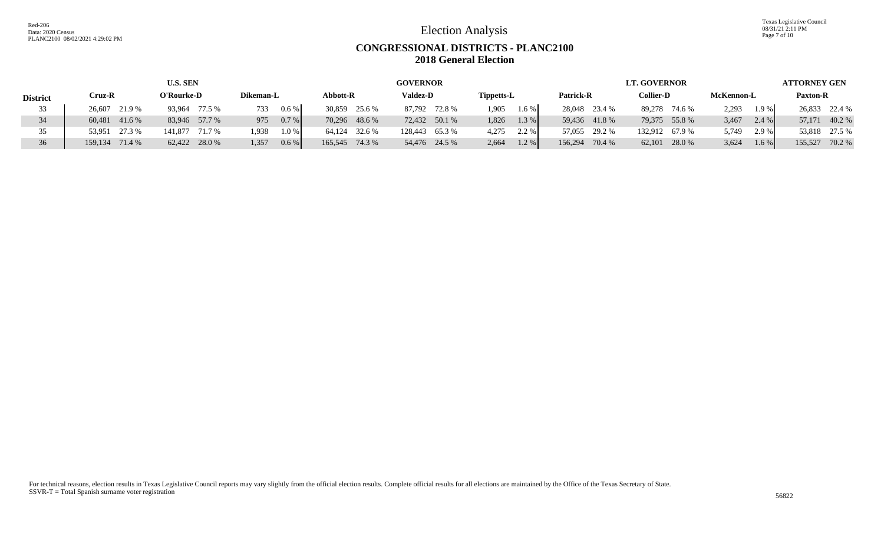Red-206
Data: 2020 Census
PLANC2100 08/02/2021 4:29:02 PM

Texas Legislative Council
08/31/21 2:11 PM

# Election Analysis

## CONGRESSIONAL DISTRICTS - PLANC2100
## 2018 General Election

| | U.S. SEN | | | | | | GOVERNOR | | | | | | LT. GOVERNOR | | | | | | ATTORNEY GEN | |
|---|---|---|---|---|---|---|---|---|---|---|---|---|---|---|---|---|---|---|---|---|
| District | Cruz-R | | O'Rourke-D | | Dikeman-L | | Abbott-R | | Valdez-D | | Tippetts-L | | Patrick-R | | Collier-D | | McKennon-L | | Paxton-R | |
| 33 | 26,607 | 21.9 % | 93,964 | 77.5 % | 733 | 0.6 % | 30,859 | 25.6 % | 87,792 | 72.8 % | 1,905 | 1.6 % | 28,048 | 23.4 % | 89,278 | 74.6 % | 2,293 | 1.9 % | 26,833 | 22.4 % |
| 34 | 60,481 | 41.6 % | 83,946 | 57.7 % | 975 | 0.7 % | 70,296 | 48.6 % | 72,432 | 50.1 % | 1,826 | 1.3 % | 59,436 | 41.8 % | 79,375 | 55.8 % | 3,467 | 2.4 % | 57,171 | 40.2 % |
| 35 | 53,951 | 27.3 % | 141,877 | 71.7 % | 1,938 | 1.0 % | 64,124 | 32.6 % | 128,443 | 65.3 % | 4,275 | 2.2 % | 57,055 | 29.2 % | 132,912 | 67.9 % | 5,749 | 2.9 % | 53,818 | 27.5 % |
| 36 | 159,134 | 71.4 % | 62,422 | 28.0 % | 1,357 | 0.6 % | 165,545 | 74.3 % | 54,476 | 24.5 % | 2,664 | 1.2 % | 156,294 | 70.4 % | 62,101 | 28.0 % | 3,624 | 1.6 % | 155,527 | 70.2 % |

For technical reasons, election results in Texas Legislative Council reports may vary slightly from the official election results. Complete official results for all elections are maintained by the Office of the Texas Secretary of State.
SSVR-T = Total Spanish surname voter registration

56822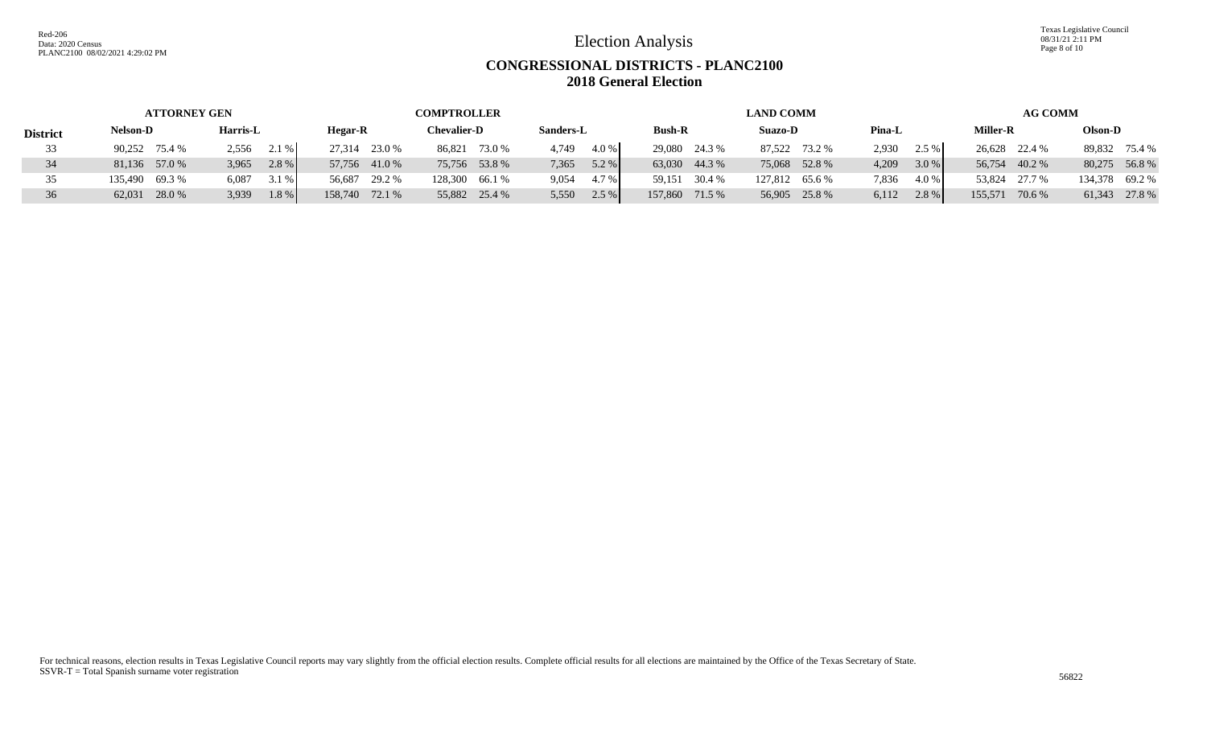# Election Analysis

## CONGRESSIONAL DISTRICTS - PLANC2100

## 2018 General Election

| | ATTORNEY GEN | | | | COMPTROLLER | | | | | | LAND COMM | | | | | | AG COMM | | | |
|---|---|---|---|---|---|---|---|---|---|---|---|---|---|---|---|---|---|---|---|---|
| **District** | **Nelson-D** | | **Harris-L** | | **Hegar-R** | | **Chevalier-D** | | **Sanders-L** | | **Bush-R** | | **Suazo-D** | | **Pina-L** | | **Miller-R** | | **Olson-D** | |
| 33 | 90,252 | 75.4 % | 2,556 | 2.1 % | 27,314 | 23.0 % | 86,821 | 73.0 % | 4,749 | 4.0 % | 29,080 | 24.3 % | 87,522 | 73.2 % | 2,930 | 2.5 % | 26,628 | 22.4 % | 89,832 | 75.4 % |
| 34 | 81,136 | 57.0 % | 3,965 | 2.8 % | 57,756 | 41.0 % | 75,756 | 53.8 % | 7,365 | 5.2 % | 63,030 | 44.3 % | 75,068 | 52.8 % | 4,209 | 3.0 % | 56,754 | 40.2 % | 80,275 | 56.8 % |
| 35 | 135,490 | 69.3 % | 6,087 | 3.1 % | 56,687 | 29.2 % | 128,300 | 66.1 % | 9,054 | 4.7 % | 59,151 | 30.4 % | 127,812 | 65.6 % | 7,836 | 4.0 % | 53,824 | 27.7 % | 134,378 | 69.2 % |
| 36 | 62,031 | 28.0 % | 3,939 | 1.8 % | 158,740 | 72.1 % | 55,882 | 25.4 % | 5,550 | 2.5 % | 157,860 | 71.5 % | 56,905 | 25.8 % | 6,112 | 2.8 % | 155,571 | 70.6 % | 61,343 | 27.8 % |

For technical reasons, election results in Texas Legislative Council reports may vary slightly from the official election results. Complete official results for all elections are maintained by the Office of the Texas Secretary of State.
SSVR-T = Total Spanish surname voter registration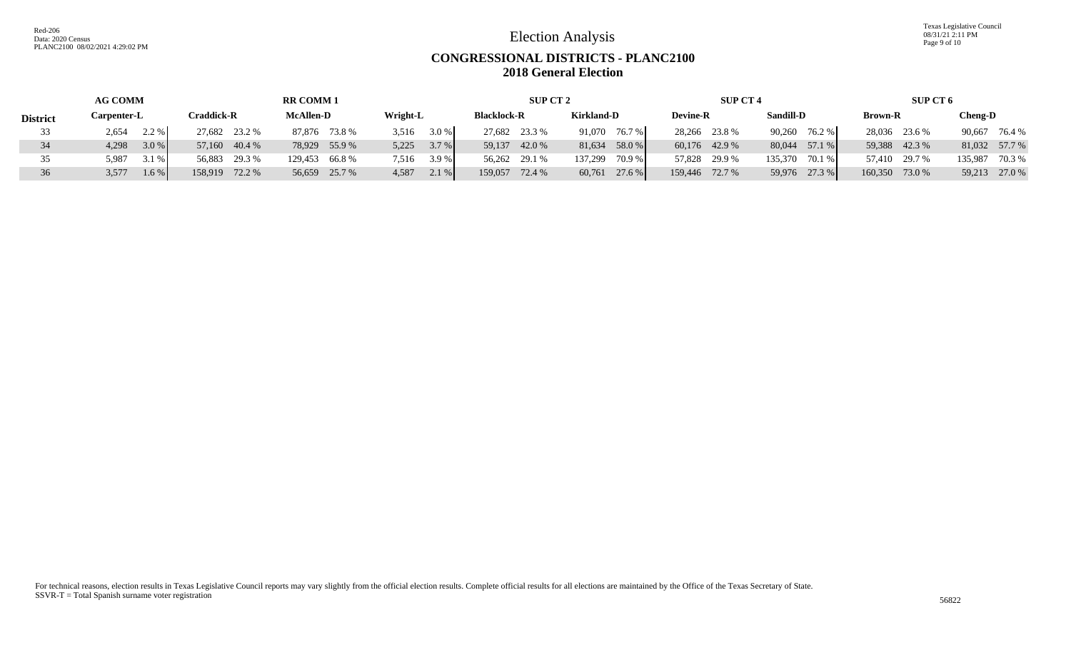# Election Analysis

## CONGRESSIONAL DISTRICTS - PLANC2100
## 2018 General Election

Red-206
Data: 2020 Census
PLANC2100 08/02/2021 4:29:02 PM

Texas Legislative Council
08/31/21 2:11 PM

| | AG COMM | | RR COMM 1 | | | | | | SUP CT 2 | | | | SUP CT 4 | | | | SUP CT 6 | | | |
|---|---|---|---|---|---|---|---|---|---|---|---|---|---|---|---|---|---|---|---|---|
| **District** | **Carpenter-L** | | **Craddick-R** | | **McAllen-D** | | **Wright-L** | | **Blacklock-R** | | **Kirkland-D** | | **Devine-R** | | **Sandill-D** | | **Brown-R** | | **Cheng-D** | |
| 33 | 2,654 | 2.2 % | 27,682 | 23.2 % | 87,876 | 73.8 % | 3,516 | 3.0 % | 27,682 | 23.3 % | 91,070 | 76.7 % | 28,266 | 23.8 % | 90,260 | 76.2 % | 28,036 | 23.6 % | 90,667 | 76.4 % |
| 34 | 4,298 | 3.0 % | 57,160 | 40.4 % | 78,929 | 55.9 % | 5,225 | 3.7 % | 59,137 | 42.0 % | 81,634 | 58.0 % | 60,176 | 42.9 % | 80,044 | 57.1 % | 59,388 | 42.3 % | 81,032 | 57.7 % |
| 35 | 5,987 | 3.1 % | 56,883 | 29.3 % | 129,453 | 66.8 % | 7,516 | 3.9 % | 56,262 | 29.1 % | 137,299 | 70.9 % | 57,828 | 29.9 % | 135,370 | 70.1 % | 57,410 | 29.7 % | 135,987 | 70.3 % |
| 36 | 3,577 | 1.6 % | 158,919 | 72.2 % | 56,659 | 25.7 % | 4,587 | 2.1 % | 159,057 | 72.4 % | 60,761 | 27.6 % | 159,446 | 72.7 % | 59,976 | 27.3 % | 160,350 | 73.0 % | 59,213 | 27.0 % |

For technical reasons, election results in Texas Legislative Council reports may vary slightly from the official election results. Complete official results for all elections are maintained by the Office of the Texas Secretary of State.
SSVR-T = Total Spanish surname voter registration

56822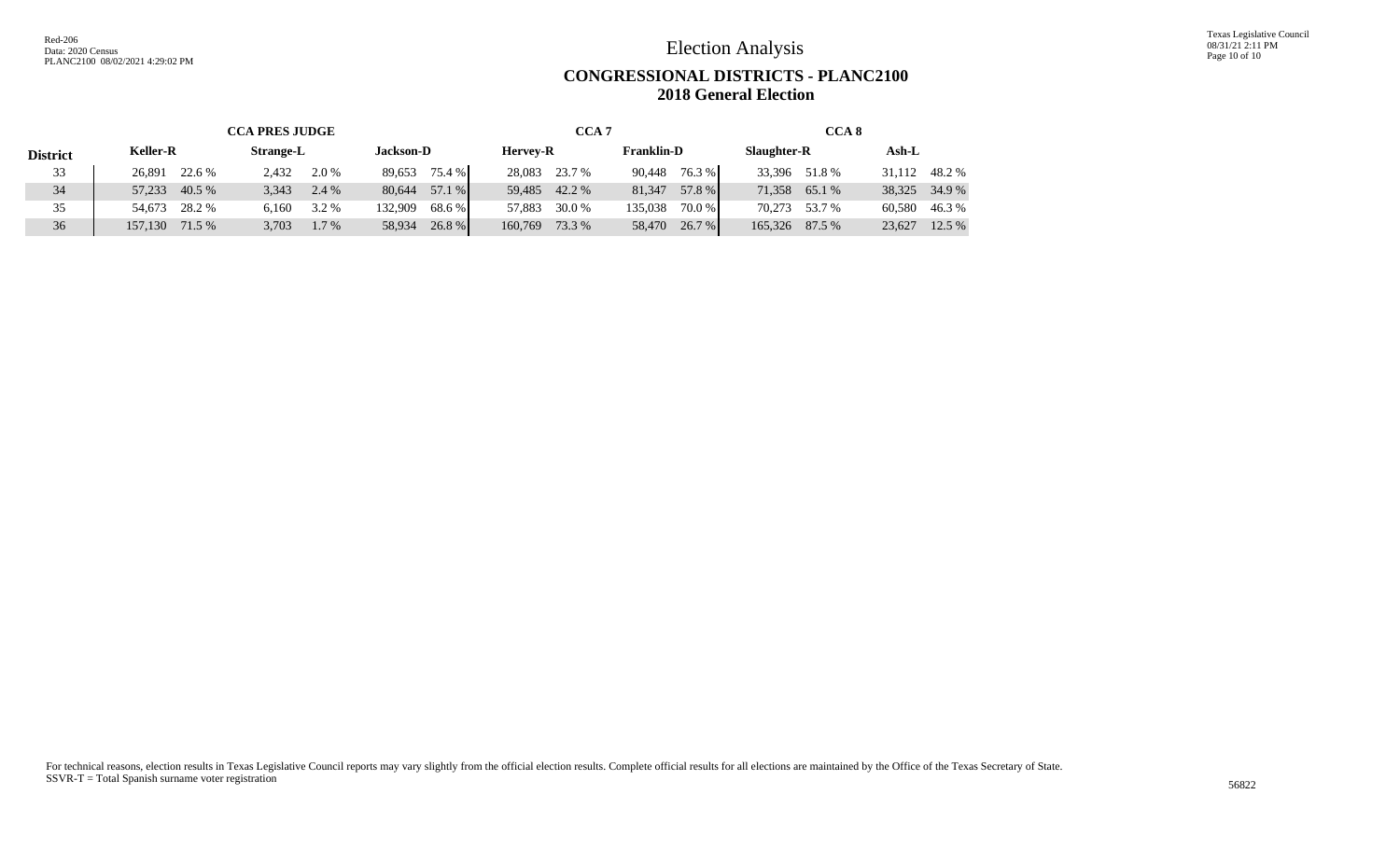# Election Analysis

## CONGRESSIONAL DISTRICTS - PLANC2100
## 2018 General Election

| | CCA PRES JUDGE | | | | | | CCA 7 | | | | CCA 8 | | | |
|---|---|---|---|---|---|---|---|---|---|---|---|---|---|---|
| **District** | **Keller-R** | | **Strange-L** | | **Jackson-D** | | **Hervey-R** | | **Franklin-D** | | **Slaughter-R** | | **Ash-L** | |
| 33 | 26,891 | 22.6 % | 2,432 | 2.0 % | 89,653 | 75.4 % | 28,083 | 23.7 % | 90,448 | 76.3 % | 33,396 | 51.8 % | 31,112 | 48.2 % |
| 34 | 57,233 | 40.5 % | 3,343 | 2.4 % | 80,644 | 57.1 % | 59,485 | 42.2 % | 81,347 | 57.8 % | 71,358 | 65.1 % | 38,325 | 34.9 % |
| 35 | 54,673 | 28.2 % | 6,160 | 3.2 % | 132,909 | 68.6 % | 57,883 | 30.0 % | 135,038 | 70.0 % | 70,273 | 53.7 % | 60,580 | 46.3 % |
| 36 | 157,130 | 71.5 % | 3,703 | 1.7 % | 58,934 | 26.8 % | 160,769 | 73.3 % | 58,470 | 26.7 % | 165,326 | 87.5 % | 23,627 | 12.5 % |

For technical reasons, election results in Texas Legislative Council reports may vary slightly from the official election results. Complete official results for all elections are maintained by the Office of the Texas Secretary of State.
SSVR-T = Total Spanish surname voter registration